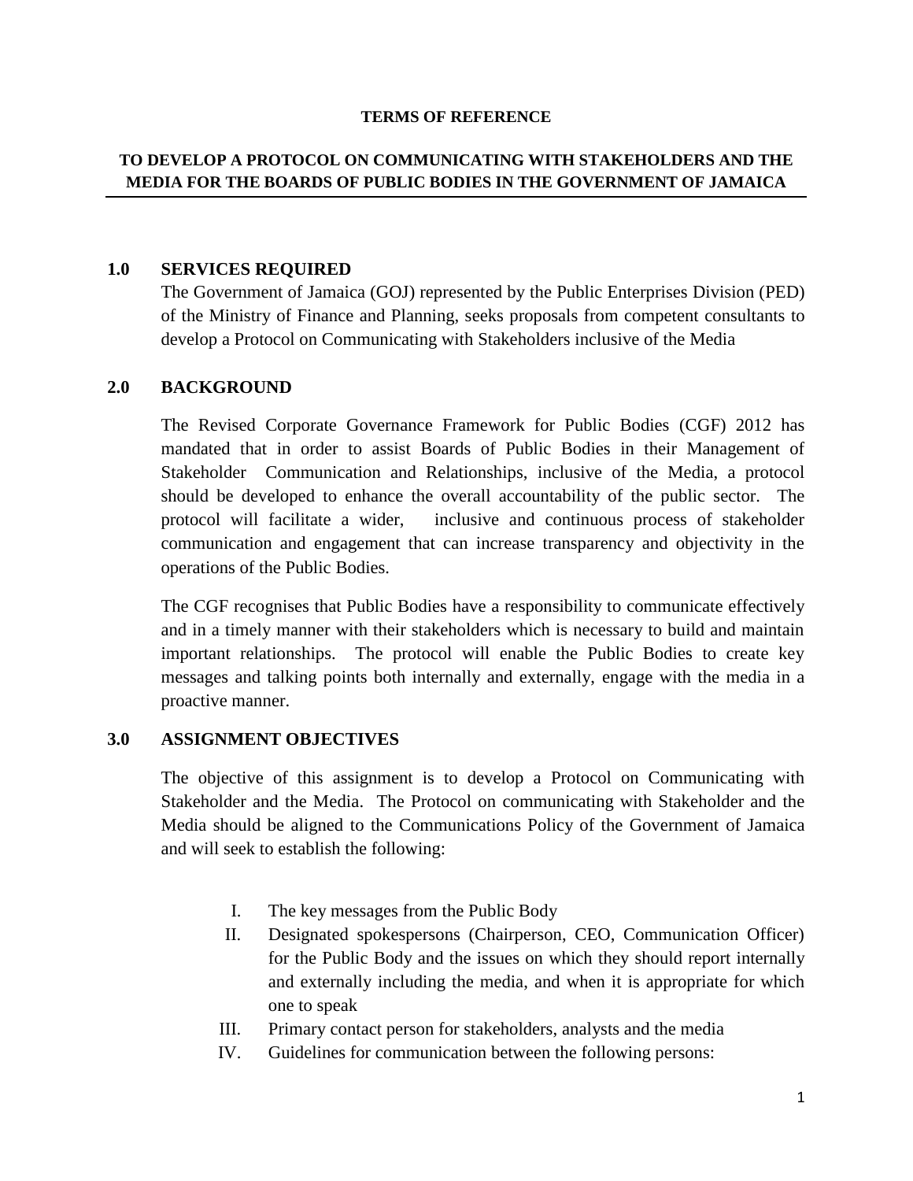**TERMS OF REFERENCE**

# TO DEVELOP A PROTOCOL ON COMMUNICATING WITH STAKEHOLDERS AND THE MEDIA FOR THE BOARDS OF PUBLIC BODIES IN THE GOVERNMENT OF JAMAICA

## 1.0 SERVICES REQUIRED

The Government of Jamaica (GOJ) represented by the Public Enterprises Division (PED) of the Ministry of Finance and Planning, seeks proposals from competent consultants to develop a Protocol on Communicating with Stakeholders inclusive of the Media

## 2.0 BACKGROUND

The Revised Corporate Governance Framework for Public Bodies (CGF) 2012 has mandated that in order to assist Boards of Public Bodies in their Management of Stakeholder Communication and Relationships, inclusive of the Media, a protocol should be developed to enhance the overall accountability of the public sector. The protocol will facilitate a wider, inclusive and continuous process of stakeholder communication and engagement that can increase transparency and objectivity in the operations of the Public Bodies.

The CGF recognises that Public Bodies have a responsibility to communicate effectively and in a timely manner with their stakeholders which is necessary to build and maintain important relationships. The protocol will enable the Public Bodies to create key messages and talking points both internally and externally, engage with the media in a proactive manner.

## 3.0 ASSIGNMENT OBJECTIVES

The objective of this assignment is to develop a Protocol on Communicating with Stakeholder and the Media. The Protocol on communicating with Stakeholder and the Media should be aligned to the Communications Policy of the Government of Jamaica and will seek to establish the following:

I. The key messages from the Public Body
II. Designated spokespersons (Chairperson, CEO, Communication Officer) for the Public Body and the issues on which they should report internally and externally including the media, and when it is appropriate for which one to speak
III. Primary contact person for stakeholders, analysts and the media
IV. Guidelines for communication between the following persons: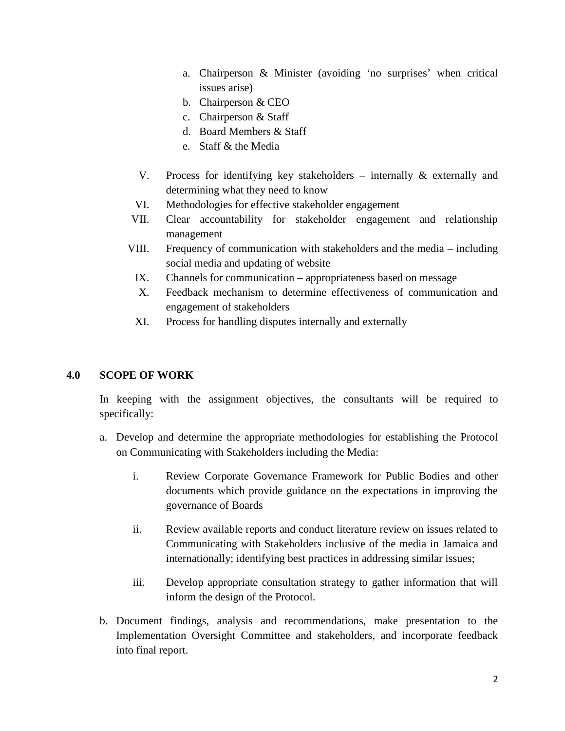a. Chairperson & Minister (avoiding 'no surprises' when critical issues arise)
   b. Chairperson & CEO
   c. Chairperson & Staff
   d. Board Members & Staff
   e. Staff & the Media

V. Process for identifying key stakeholders – internally & externally and determining what they need to know

VI. Methodologies for effective stakeholder engagement

VII. Clear accountability for stakeholder engagement and relationship management

VIII. Frequency of communication with stakeholders and the media – including social media and updating of website

IX. Channels for communication – appropriateness based on message

X. Feedback mechanism to determine effectiveness of communication and engagement of stakeholders

XI. Process for handling disputes internally and externally

## 4.0 SCOPE OF WORK

In keeping with the assignment objectives, the consultants will be required to specifically:

a. Develop and determine the appropriate methodologies for establishing the Protocol on Communicating with Stakeholders including the Media:

   i. Review Corporate Governance Framework for Public Bodies and other documents which provide guidance on the expectations in improving the governance of Boards

   ii. Review available reports and conduct literature review on issues related to Communicating with Stakeholders inclusive of the media in Jamaica and internationally; identifying best practices in addressing similar issues;

   iii. Develop appropriate consultation strategy to gather information that will inform the design of the Protocol.

b. Document findings, analysis and recommendations, make presentation to the Implementation Oversight Committee and stakeholders, and incorporate feedback into final report.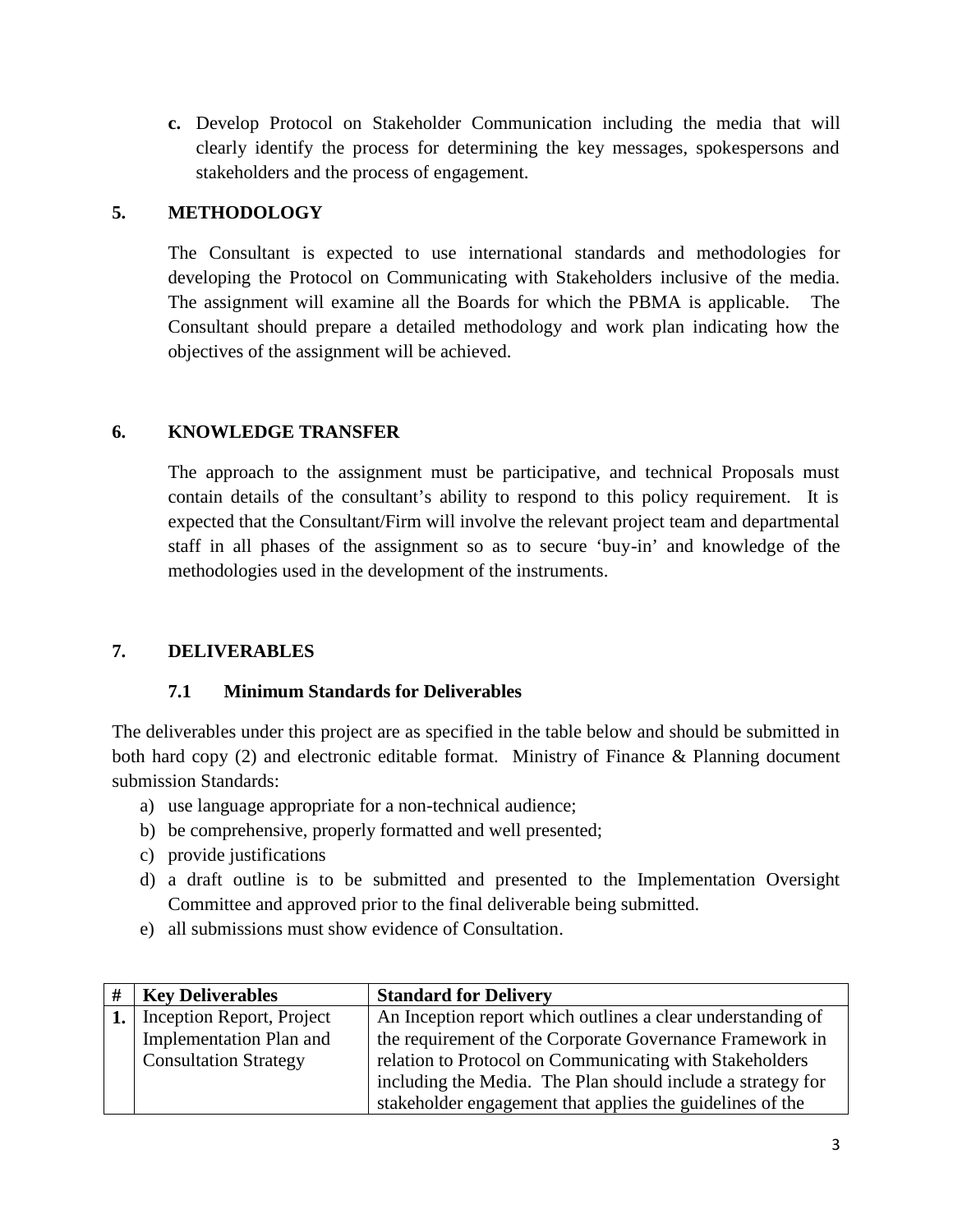**c.** Develop Protocol on Stakeholder Communication including the media that will clearly identify the process for determining the key messages, spokespersons and stakeholders and the process of engagement.

## 5. METHODOLOGY

The Consultant is expected to use international standards and methodologies for developing the Protocol on Communicating with Stakeholders inclusive of the media. The assignment will examine all the Boards for which the PBMA is applicable. The Consultant should prepare a detailed methodology and work plan indicating how the objectives of the assignment will be achieved.

## 6. KNOWLEDGE TRANSFER

The approach to the assignment must be participative, and technical Proposals must contain details of the consultant's ability to respond to this policy requirement. It is expected that the Consultant/Firm will involve the relevant project team and departmental staff in all phases of the assignment so as to secure 'buy-in' and knowledge of the methodologies used in the development of the instruments.

## 7. DELIVERABLES

### 7.1 Minimum Standards for Deliverables

The deliverables under this project are as specified in the table below and should be submitted in both hard copy (2) and electronic editable format. Ministry of Finance & Planning document submission Standards:

a) use language appropriate for a non-technical audience;
b) be comprehensive, properly formatted and well presented;
c) provide justifications
d) a draft outline is to be submitted and presented to the Implementation Oversight Committee and approved prior to the final deliverable being submitted.
e) all submissions must show evidence of Consultation.

| # | Key Deliverables | Standard for Delivery |
|---|---|---|
| **1.** | Inception Report, Project Implementation Plan and Consultation Strategy | An Inception report which outlines a clear understanding of the requirement of the Corporate Governance Framework in relation to Protocol on Communicating with Stakeholders including the Media. The Plan should include a strategy for stakeholder engagement that applies the guidelines of the |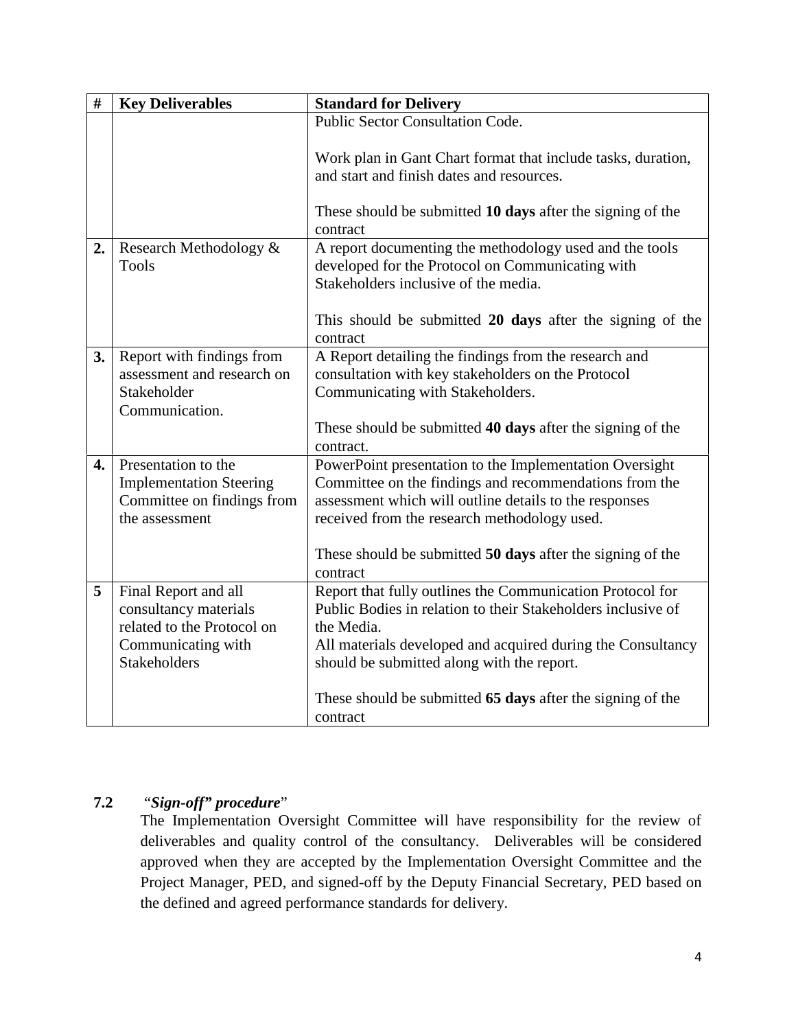| # | Key Deliverables | Standard for Delivery |
|---|---|---|
| | | Public Sector Consultation Code.<br><br>Work plan in Gant Chart format that include tasks, duration, and start and finish dates and resources.<br><br>These should be submitted **10 days** after the signing of the contract |
| **2.** | Research Methodology & Tools | A report documenting the methodology used and the tools developed for the Protocol on Communicating with Stakeholders inclusive of the media.<br><br>This should be submitted **20 days** after the signing of the contract |
| **3.** | Report with findings from assessment and research on Stakeholder Communication. | A Report detailing the findings from the research and consultation with key stakeholders on the Protocol Communicating with Stakeholders.<br><br>These should be submitted **40 days** after the signing of the contract. |
| **4.** | Presentation to the Implementation Steering Committee on findings from the assessment | PowerPoint presentation to the Implementation Oversight Committee on the findings and recommendations from the assessment which will outline details to the responses received from the research methodology used.<br><br>These should be submitted **50 days** after the signing of the contract |
| **5** | Final Report and all consultancy materials related to the Protocol on Communicating with Stakeholders | Report that fully outlines the Communication Protocol for Public Bodies in relation to their Stakeholders inclusive of the Media.<br>All materials developed and acquired during the Consultancy should be submitted along with the report.<br><br>These should be submitted **65 days** after the signing of the contract |

**7.2** "***Sign-off" procedure***"

The Implementation Oversight Committee will have responsibility for the review of deliverables and quality control of the consultancy. Deliverables will be considered approved when they are accepted by the Implementation Oversight Committee and the Project Manager, PED, and signed-off by the Deputy Financial Secretary, PED based on the defined and agreed performance standards for delivery.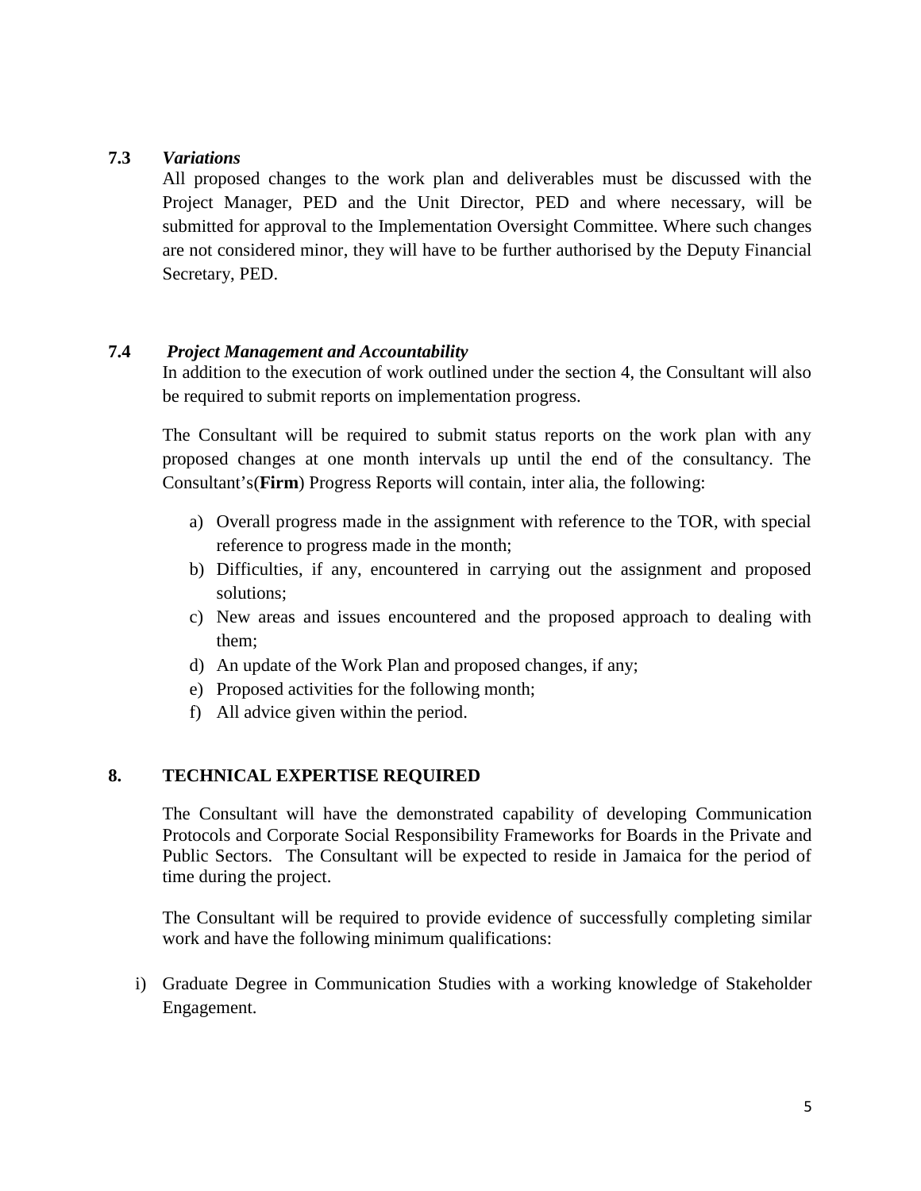**7.3** ***Variations***

All proposed changes to the work plan and deliverables must be discussed with the Project Manager, PED and the Unit Director, PED and where necessary, will be submitted for approval to the Implementation Oversight Committee. Where such changes are not considered minor, they will have to be further authorised by the Deputy Financial Secretary, PED.

**7.4** ***Project Management and Accountability***

In addition to the execution of work outlined under the section 4, the Consultant will also be required to submit reports on implementation progress.

The Consultant will be required to submit status reports on the work plan with any proposed changes at one month intervals up until the end of the consultancy. The Consultant's(**Firm**) Progress Reports will contain, inter alia, the following:

a) Overall progress made in the assignment with reference to the TOR, with special reference to progress made in the month;
b) Difficulties, if any, encountered in carrying out the assignment and proposed solutions;
c) New areas and issues encountered and the proposed approach to dealing with them;
d) An update of the Work Plan and proposed changes, if any;
e) Proposed activities for the following month;
f) All advice given within the period.

## 8. TECHNICAL EXPERTISE REQUIRED

The Consultant will have the demonstrated capability of developing Communication Protocols and Corporate Social Responsibility Frameworks for Boards in the Private and Public Sectors. The Consultant will be expected to reside in Jamaica for the period of time during the project.

The Consultant will be required to provide evidence of successfully completing similar work and have the following minimum qualifications:

i) Graduate Degree in Communication Studies with a working knowledge of Stakeholder Engagement.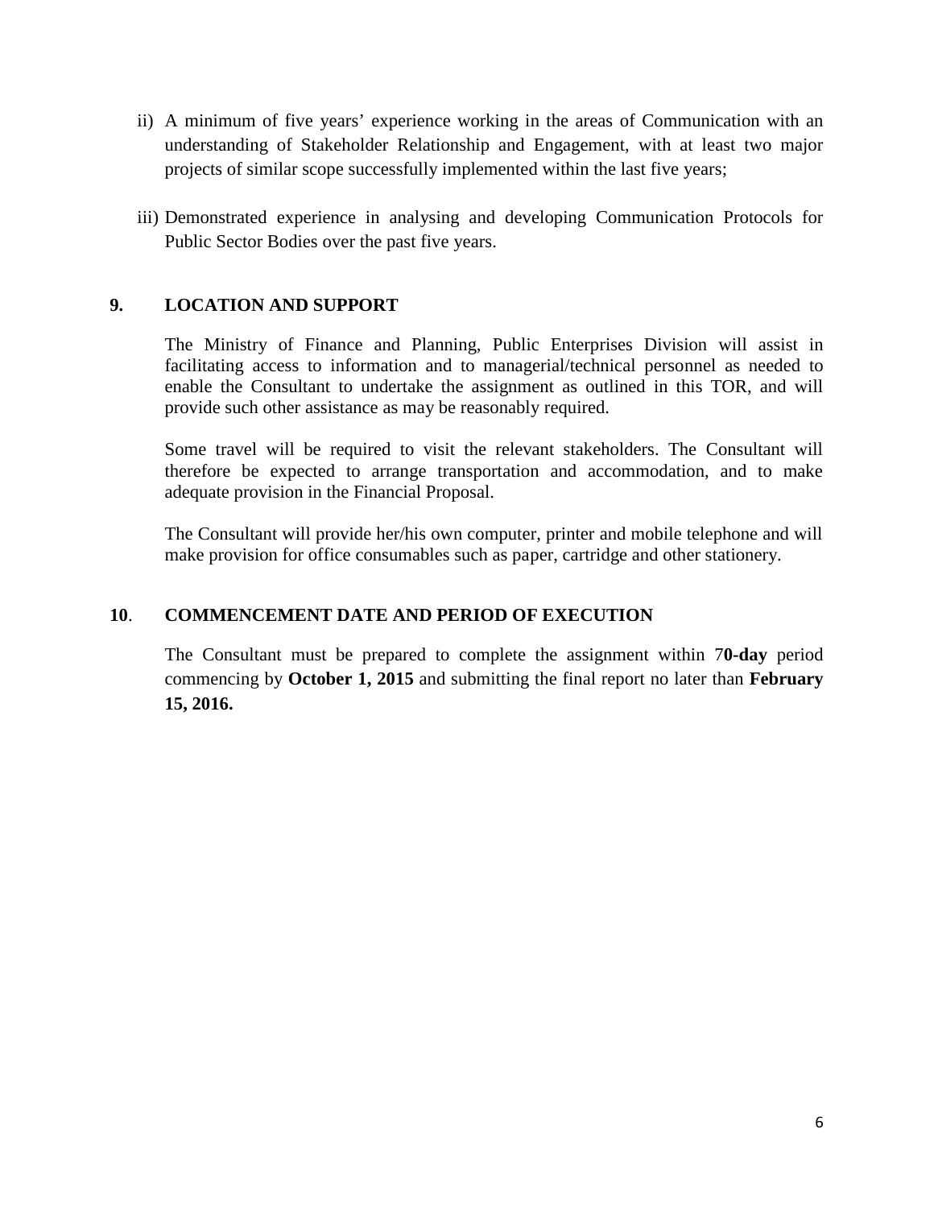ii) A minimum of five years' experience working in the areas of Communication with an understanding of Stakeholder Relationship and Engagement, with at least two major projects of similar scope successfully implemented within the last five years;

iii) Demonstrated experience in analysing and developing Communication Protocols for Public Sector Bodies over the past five years.

## 9. LOCATION AND SUPPORT

The Ministry of Finance and Planning, Public Enterprises Division will assist in facilitating access to information and to managerial/technical personnel as needed to enable the Consultant to undertake the assignment as outlined in this TOR, and will provide such other assistance as may be reasonably required.

Some travel will be required to visit the relevant stakeholders. The Consultant will therefore be expected to arrange transportation and accommodation, and to make adequate provision in the Financial Proposal.

The Consultant will provide her/his own computer, printer and mobile telephone and will make provision for office consumables such as paper, cartridge and other stationery.

## 10. COMMENCEMENT DATE AND PERIOD OF EXECUTION

The Consultant must be prepared to complete the assignment within 7**0-day** period commencing by **October 1, 2015** and submitting the final report no later than **February 15, 2016.**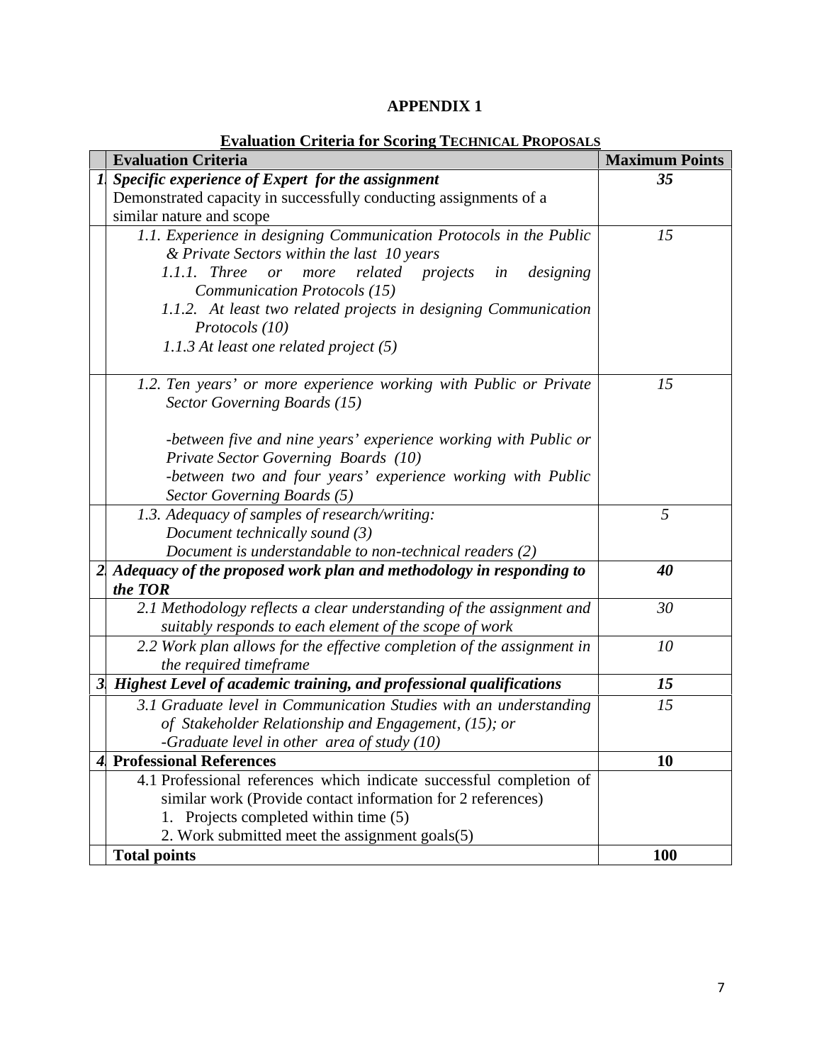## APPENDIX 1

**Evaluation Criteria for Scoring TECHNICAL PROPOSALS**

| | Evaluation Criteria | Maximum Points |
|---|---|---|
| ***1.*** | ***Specific experience of Expert for the assignment***<br>Demonstrated capacity in successfully conducting assignments of a similar nature and scope | ***35*** |
| | *1.1. Experience in designing Communication Protocols in the Public & Private Sectors within the last 10 years*<br>*1.1.1. Three or more related projects in designing Communication Protocols (15)*<br>*1.1.2. At least two related projects in designing Communication Protocols (10)*<br>*1.1.3 At least one related project (5)* | *15* |
| | *1.2. Ten years' or more experience working with Public or Private Sector Governing Boards (15)*<br>*-between five and nine years' experience working with Public or Private Sector Governing Boards (10)*<br>*-between two and four years' experience working with Public Sector Governing Boards (5)* | *15* |
| | *1.3. Adequacy of samples of research/writing:*<br>*Document technically sound (3)*<br>*Document is understandable to non-technical readers (2)* | *5* |
| ***2.*** | ***Adequacy of the proposed work plan and methodology in responding to the TOR*** | ***40*** |
| | *2.1 Methodology reflects a clear understanding of the assignment and suitably responds to each element of the scope of work* | *30* |
| | *2.2 Work plan allows for the effective completion of the assignment in the required timeframe* | *10* |
| ***3.*** | ***Highest Level of academic training, and professional qualifications*** | ***15*** |
| | *3.1 Graduate level in Communication Studies with an understanding of Stakeholder Relationship and Engagement, (15); or*<br>*-Graduate level in other area of study (10)* | *15* |
| ***4.*** | **Professional References** | **10** |
| | 4.1 Professional references which indicate successful completion of similar work (Provide contact information for 2 references)<br>1. Projects completed within time (5)<br>2. Work submitted meet the assignment goals(5) | |
| | **Total points** | **100** |